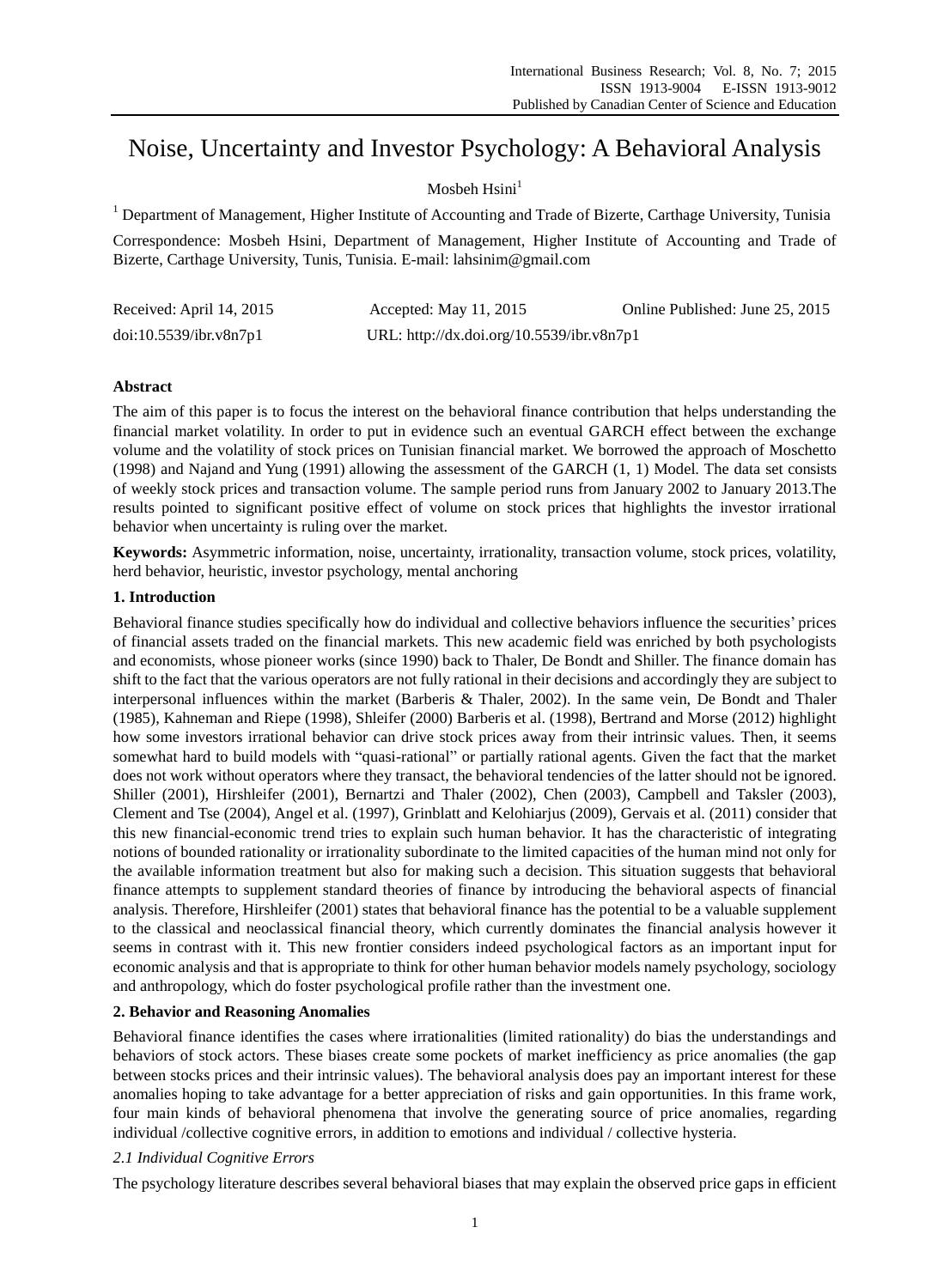# Noise, Uncertainty and Investor Psychology: A Behavioral Analysis

Mosbeh Hsini[1]

[1] Department of Management, Higher Institute of Accounting and Trade of Bizerte, Carthage University, Tunisia

Correspondence: Mosbeh Hsini, Department of Management, Higher Institute of Accounting and Trade of Bizerte, Carthage University, Tunis, Tunisia. E-mail: lahsinim@gmail.com

Received: April 14, 2015 Accepted: May 11, 2015 Online Published: June 25, 2015

doi:10.5539/ibr.v8n7p1 URL: http://dx.doi.org/10.5539/ibr.v8n7p1

## Abstract

The aim of this paper is to focus the interest on the behavioral finance contribution that helps understanding the financial market volatility. In order to put in evidence such an eventual GARCH effect between the exchange volume and the volatility of stock prices on Tunisian financial market. We borrowed the approach of Moschetto (1998) and Najand and Yung (1991) allowing the assessment of the GARCH (1, 1) Model. The data set consists of weekly stock prices and transaction volume. The sample period runs from January 2002 to January 2013.The results pointed to significant positive effect of volume on stock prices that highlights the investor irrational behavior when uncertainty is ruling over the market.

**Keywords:** Asymmetric information, noise, uncertainty, irrationality, transaction volume, stock prices, volatility, herd behavior, heuristic, investor psychology, mental anchoring

## 1. Introduction

Behavioral finance studies specifically how do individual and collective behaviors influence the securities' prices of financial assets traded on the financial markets. This new academic field was enriched by both psychologists and economists, whose pioneer works (since 1990) back to Thaler, De Bondt and Shiller. The finance domain has shift to the fact that the various operators are not fully rational in their decisions and accordingly they are subject to interpersonal influences within the market (Barberis & Thaler, 2002). In the same vein, De Bondt and Thaler (1985), Kahneman and Riepe (1998), Shleifer (2000) Barberis et al. (1998), Bertrand and Morse (2012) highlight how some investors irrational behavior can drive stock prices away from their intrinsic values. Then, it seems somewhat hard to build models with "quasi-rational" or partially rational agents. Given the fact that the market does not work without operators where they transact, the behavioral tendencies of the latter should not be ignored. Shiller (2001), Hirshleifer (2001), Bernartzi and Thaler (2002), Chen (2003), Campbell and Taksler (2003), Clement and Tse (2004), Angel et al. (1997), Grinblatt and Kelohiarjus (2009), Gervais et al. (2011) consider that this new financial-economic trend tries to explain such human behavior. It has the characteristic of integrating notions of bounded rationality or irrationality subordinate to the limited capacities of the human mind not only for the available information treatment but also for making such a decision. This situation suggests that behavioral finance attempts to supplement standard theories of finance by introducing the behavioral aspects of financial analysis. Therefore, Hirshleifer (2001) states that behavioral finance has the potential to be a valuable supplement to the classical and neoclassical financial theory, which currently dominates the financial analysis however it seems in contrast with it. This new frontier considers indeed psychological factors as an important input for economic analysis and that is appropriate to think for other human behavior models namely psychology, sociology and anthropology, which do foster psychological profile rather than the investment one.

## 2. Behavior and Reasoning Anomalies

Behavioral finance identifies the cases where irrationalities (limited rationality) do bias the understandings and behaviors of stock actors. These biases create some pockets of market inefficiency as price anomalies (the gap between stocks prices and their intrinsic values). The behavioral analysis does pay an important interest for these anomalies hoping to take advantage for a better appreciation of risks and gain opportunities. In this frame work, four main kinds of behavioral phenomena that involve the generating source of price anomalies, regarding individual /collective cognitive errors, in addition to emotions and individual / collective hysteria.

### *2.1 Individual Cognitive Errors*

The psychology literature describes several behavioral biases that may explain the observed price gaps in efficient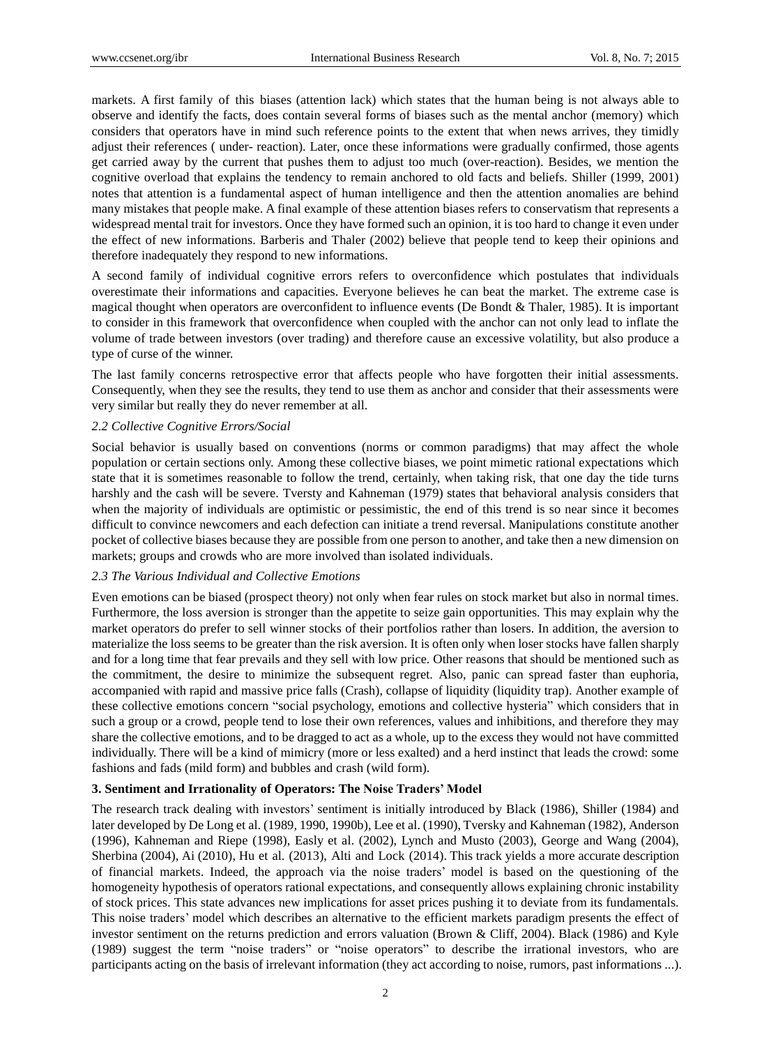markets. A first family of this biases (attention lack) which states that the human being is not always able to observe and identify the facts, does contain several forms of biases such as the mental anchor (memory) which considers that operators have in mind such reference points to the extent that when news arrives, they timidly adjust their references ( under- reaction). Later, once these informations were gradually confirmed, those agents get carried away by the current that pushes them to adjust too much (over-reaction). Besides, we mention the cognitive overload that explains the tendency to remain anchored to old facts and beliefs. Shiller (1999, 2001) notes that attention is a fundamental aspect of human intelligence and then the attention anomalies are behind many mistakes that people make. A final example of these attention biases refers to conservatism that represents a widespread mental trait for investors. Once they have formed such an opinion, it is too hard to change it even under the effect of new informations. Barberis and Thaler (2002) believe that people tend to keep their opinions and therefore inadequately they respond to new informations.

A second family of individual cognitive errors refers to overconfidence which postulates that individuals overestimate their informations and capacities. Everyone believes he can beat the market. The extreme case is magical thought when operators are overconfident to influence events (De Bondt & Thaler, 1985). It is important to consider in this framework that overconfidence when coupled with the anchor can not only lead to inflate the volume of trade between investors (over trading) and therefore cause an excessive volatility, but also produce a type of curse of the winner.

The last family concerns retrospective error that affects people who have forgotten their initial assessments. Consequently, when they see the results, they tend to use them as anchor and consider that their assessments were very similar but really they do never remember at all.

### *2.2 Collective Cognitive Errors/Social*

Social behavior is usually based on conventions (norms or common paradigms) that may affect the whole population or certain sections only. Among these collective biases, we point mimetic rational expectations which state that it is sometimes reasonable to follow the trend, certainly, when taking risk, that one day the tide turns harshly and the cash will be severe. Tversty and Kahneman (1979) states that behavioral analysis considers that when the majority of individuals are optimistic or pessimistic, the end of this trend is so near since it becomes difficult to convince newcomers and each defection can initiate a trend reversal. Manipulations constitute another pocket of collective biases because they are possible from one person to another, and take then a new dimension on markets; groups and crowds who are more involved than isolated individuals.

### *2.3 The Various Individual and Collective Emotions*

Even emotions can be biased (prospect theory) not only when fear rules on stock market but also in normal times. Furthermore, the loss aversion is stronger than the appetite to seize gain opportunities. This may explain why the market operators do prefer to sell winner stocks of their portfolios rather than losers. In addition, the aversion to materialize the loss seems to be greater than the risk aversion. It is often only when loser stocks have fallen sharply and for a long time that fear prevails and they sell with low price. Other reasons that should be mentioned such as the commitment, the desire to minimize the subsequent regret. Also, panic can spread faster than euphoria, accompanied with rapid and massive price falls (Crash), collapse of liquidity (liquidity trap). Another example of these collective emotions concern "social psychology, emotions and collective hysteria" which considers that in such a group or a crowd, people tend to lose their own references, values and inhibitions, and therefore they may share the collective emotions, and to be dragged to act as a whole, up to the excess they would not have committed individually. There will be a kind of mimicry (more or less exalted) and a herd instinct that leads the crowd: some fashions and fads (mild form) and bubbles and crash (wild form).

## **3. Sentiment and Irrationality of Operators: The Noise Traders' Model**

The research track dealing with investors' sentiment is initially introduced by Black (1986), Shiller (1984) and later developed by De Long et al. (1989, 1990, 1990b), Lee et al. (1990), Tversky and Kahneman (1982), Anderson (1996), Kahneman and Riepe (1998), Easly et al. (2002), Lynch and Musto (2003), George and Wang (2004), Sherbina (2004), Ai (2010), Hu et al. (2013), Alti and Lock (2014). This track yields a more accurate description of financial markets. Indeed, the approach via the noise traders' model is based on the questioning of the homogeneity hypothesis of operators rational expectations, and consequently allows explaining chronic instability of stock prices. This state advances new implications for asset prices pushing it to deviate from its fundamentals. This noise traders' model which describes an alternative to the efficient markets paradigm presents the effect of investor sentiment on the returns prediction and errors valuation (Brown & Cliff, 2004). Black (1986) and Kyle (1989) suggest the term "noise traders" or "noise operators" to describe the irrational investors, who are participants acting on the basis of irrelevant information (they act according to noise, rumors, past informations ...).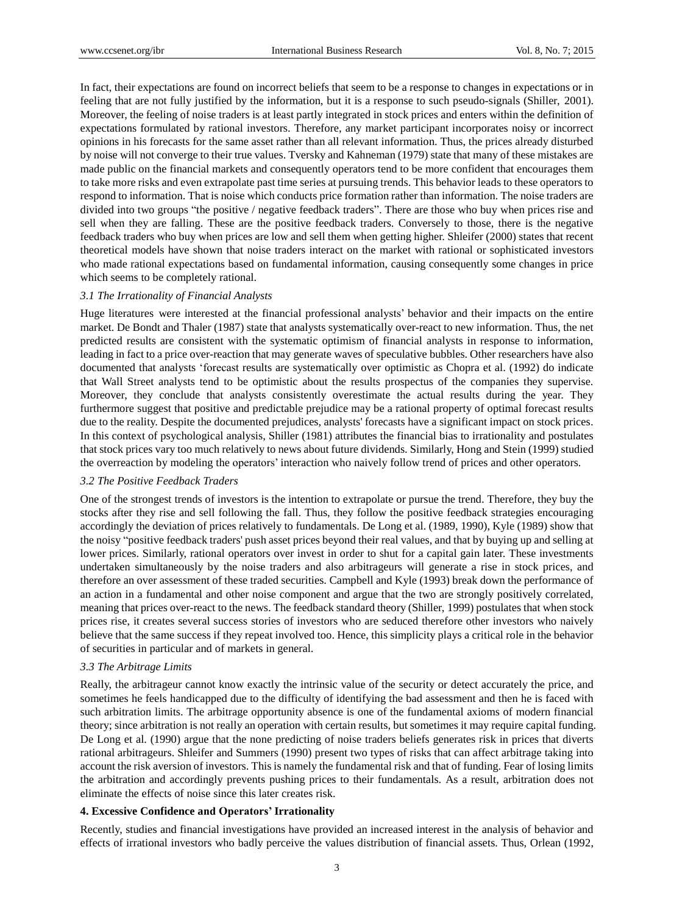In fact, their expectations are found on incorrect beliefs that seem to be a response to changes in expectations or in feeling that are not fully justified by the information, but it is a response to such pseudo-signals (Shiller, 2001). Moreover, the feeling of noise traders is at least partly integrated in stock prices and enters within the definition of expectations formulated by rational investors. Therefore, any market participant incorporates noisy or incorrect opinions in his forecasts for the same asset rather than all relevant information. Thus, the prices already disturbed by noise will not converge to their true values. Tversky and Kahneman (1979) state that many of these mistakes are made public on the financial markets and consequently operators tend to be more confident that encourages them to take more risks and even extrapolate past time series at pursuing trends. This behavior leads to these operators to respond to information. That is noise which conducts price formation rather than information. The noise traders are divided into two groups "the positive / negative feedback traders". There are those who buy when prices rise and sell when they are falling. These are the positive feedback traders. Conversely to those, there is the negative feedback traders who buy when prices are low and sell them when getting higher. Shleifer (2000) states that recent theoretical models have shown that noise traders interact on the market with rational or sophisticated investors who made rational expectations based on fundamental information, causing consequently some changes in price which seems to be completely rational.

### *3.1 The Irrationality of Financial Analysts*

Huge literatures were interested at the financial professional analysts' behavior and their impacts on the entire market. De Bondt and Thaler (1987) state that analysts systematically over-react to new information. Thus, the net predicted results are consistent with the systematic optimism of financial analysts in response to information, leading in fact to a price over-reaction that may generate waves of speculative bubbles. Other researchers have also documented that analysts 'forecast results are systematically over optimistic as Chopra et al. (1992) do indicate that Wall Street analysts tend to be optimistic about the results prospectus of the companies they supervise. Moreover, they conclude that analysts consistently overestimate the actual results during the year. They furthermore suggest that positive and predictable prejudice may be a rational property of optimal forecast results due to the reality. Despite the documented prejudices, analysts' forecasts have a significant impact on stock prices. In this context of psychological analysis, Shiller (1981) attributes the financial bias to irrationality and postulates that stock prices vary too much relatively to news about future dividends. Similarly, Hong and Stein (1999) studied the overreaction by modeling the operators' interaction who naively follow trend of prices and other operators.

### *3.2 The Positive Feedback Traders*

One of the strongest trends of investors is the intention to extrapolate or pursue the trend. Therefore, they buy the stocks after they rise and sell following the fall. Thus, they follow the positive feedback strategies encouraging accordingly the deviation of prices relatively to fundamentals. De Long et al. (1989, 1990), Kyle (1989) show that the noisy "positive feedback traders' push asset prices beyond their real values, and that by buying up and selling at lower prices. Similarly, rational operators over invest in order to shut for a capital gain later. These investments undertaken simultaneously by the noise traders and also arbitrageurs will generate a rise in stock prices, and therefore an over assessment of these traded securities. Campbell and Kyle (1993) break down the performance of an action in a fundamental and other noise component and argue that the two are strongly positively correlated, meaning that prices over-react to the news. The feedback standard theory (Shiller, 1999) postulates that when stock prices rise, it creates several success stories of investors who are seduced therefore other investors who naively believe that the same success if they repeat involved too. Hence, this simplicity plays a critical role in the behavior of securities in particular and of markets in general.

### *3.3 The Arbitrage Limits*

Really, the arbitrageur cannot know exactly the intrinsic value of the security or detect accurately the price, and sometimes he feels handicapped due to the difficulty of identifying the bad assessment and then he is faced with such arbitration limits. The arbitrage opportunity absence is one of the fundamental axioms of modern financial theory; since arbitration is not really an operation with certain results, but sometimes it may require capital funding. De Long et al. (1990) argue that the none predicting of noise traders beliefs generates risk in prices that diverts rational arbitrageurs. Shleifer and Summers (1990) present two types of risks that can affect arbitrage taking into account the risk aversion of investors. This is namely the fundamental risk and that of funding. Fear of losing limits the arbitration and accordingly prevents pushing prices to their fundamentals. As a result, arbitration does not eliminate the effects of noise since this later creates risk.

## 4. Excessive Confidence and Operators' Irrationality

Recently, studies and financial investigations have provided an increased interest in the analysis of behavior and effects of irrational investors who badly perceive the values distribution of financial assets. Thus, Orlean (1992,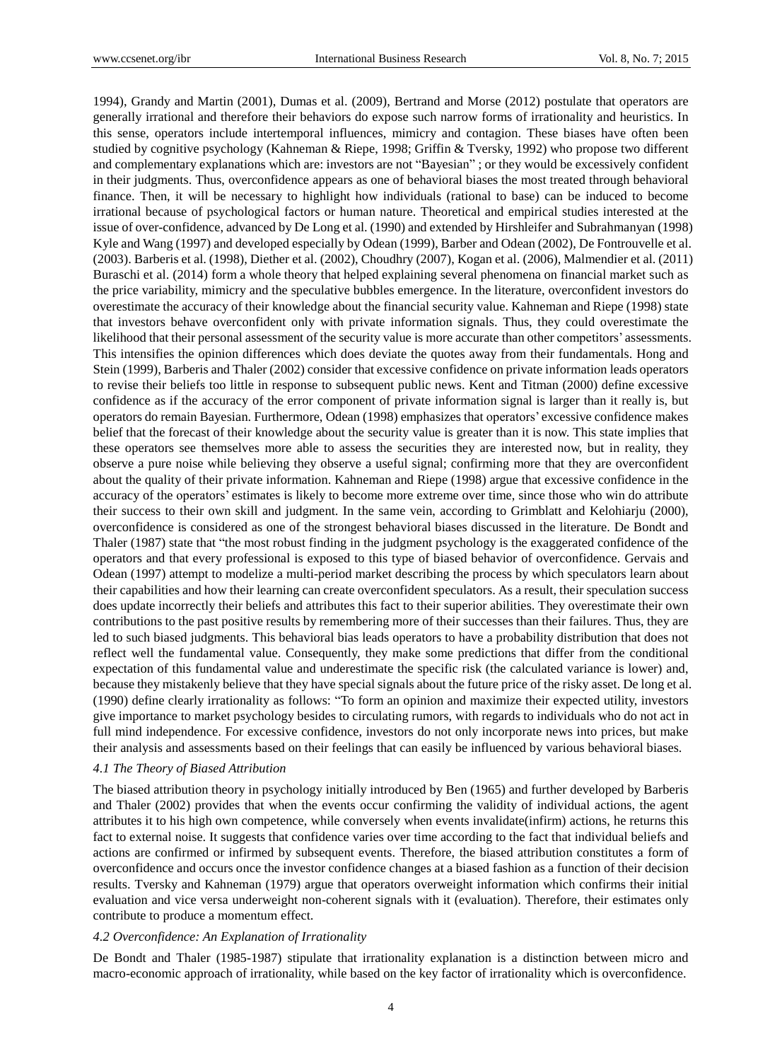1994), Grandy and Martin (2001), Dumas et al. (2009), Bertrand and Morse (2012) postulate that operators are generally irrational and therefore their behaviors do expose such narrow forms of irrationality and heuristics. In this sense, operators include intertemporal influences, mimicry and contagion. These biases have often been studied by cognitive psychology (Kahneman & Riepe, 1998; Griffin & Tversky, 1992) who propose two different and complementary explanations which are: investors are not "Bayesian" ; or they would be excessively confident in their judgments. Thus, overconfidence appears as one of behavioral biases the most treated through behavioral finance. Then, it will be necessary to highlight how individuals (rational to base) can be induced to become irrational because of psychological factors or human nature. Theoretical and empirical studies interested at the issue of over-confidence, advanced by De Long et al. (1990) and extended by Hirshleifer and Subrahmanyan (1998) Kyle and Wang (1997) and developed especially by Odean (1999), Barber and Odean (2002), De Fontrouvelle et al. (2003). Barberis et al. (1998), Diether et al. (2002), Choudhry (2007), Kogan et al. (2006), Malmendier et al. (2011) Buraschi et al. (2014) form a whole theory that helped explaining several phenomena on financial market such as the price variability, mimicry and the speculative bubbles emergence. In the literature, overconfident investors do overestimate the accuracy of their knowledge about the financial security value. Kahneman and Riepe (1998) state that investors behave overconfident only with private information signals. Thus, they could overestimate the likelihood that their personal assessment of the security value is more accurate than other competitors' assessments. This intensifies the opinion differences which does deviate the quotes away from their fundamentals. Hong and Stein (1999), Barberis and Thaler (2002) consider that excessive confidence on private information leads operators to revise their beliefs too little in response to subsequent public news. Kent and Titman (2000) define excessive confidence as if the accuracy of the error component of private information signal is larger than it really is, but operators do remain Bayesian. Furthermore, Odean (1998) emphasizes that operators' excessive confidence makes belief that the forecast of their knowledge about the security value is greater than it is now. This state implies that these operators see themselves more able to assess the securities they are interested now, but in reality, they observe a pure noise while believing they observe a useful signal; confirming more that they are overconfident about the quality of their private information. Kahneman and Riepe (1998) argue that excessive confidence in the accuracy of the operators' estimates is likely to become more extreme over time, since those who win do attribute their success to their own skill and judgment. In the same vein, according to Grimblatt and Kelohiarju (2000), overconfidence is considered as one of the strongest behavioral biases discussed in the literature. De Bondt and Thaler (1987) state that "the most robust finding in the judgment psychology is the exaggerated confidence of the operators and that every professional is exposed to this type of biased behavior of overconfidence. Gervais and Odean (1997) attempt to modelize a multi-period market describing the process by which speculators learn about their capabilities and how their learning can create overconfident speculators. As a result, their speculation success does update incorrectly their beliefs and attributes this fact to their superior abilities. They overestimate their own contributions to the past positive results by remembering more of their successes than their failures. Thus, they are led to such biased judgments. This behavioral bias leads operators to have a probability distribution that does not reflect well the fundamental value. Consequently, they make some predictions that differ from the conditional expectation of this fundamental value and underestimate the specific risk (the calculated variance is lower) and, because they mistakenly believe that they have special signals about the future price of the risky asset. De long et al. (1990) define clearly irrationality as follows: "To form an opinion and maximize their expected utility, investors give importance to market psychology besides to circulating rumors, with regards to individuals who do not act in full mind independence. For excessive confidence, investors do not only incorporate news into prices, but make their analysis and assessments based on their feelings that can easily be influenced by various behavioral biases.

### *4.1 The Theory of Biased Attribution*

The biased attribution theory in psychology initially introduced by Ben (1965) and further developed by Barberis and Thaler (2002) provides that when the events occur confirming the validity of individual actions, the agent attributes it to his high own competence, while conversely when events invalidate(infirm) actions, he returns this fact to external noise. It suggests that confidence varies over time according to the fact that individual beliefs and actions are confirmed or infirmed by subsequent events. Therefore, the biased attribution constitutes a form of overconfidence and occurs once the investor confidence changes at a biased fashion as a function of their decision results. Tversky and Kahneman (1979) argue that operators overweight information which confirms their initial evaluation and vice versa underweight non-coherent signals with it (evaluation). Therefore, their estimates only contribute to produce a momentum effect.

### *4.2 Overconfidence: An Explanation of Irrationality*

De Bondt and Thaler (1985-1987) stipulate that irrationality explanation is a distinction between micro and macro-economic approach of irrationality, while based on the key factor of irrationality which is overconfidence.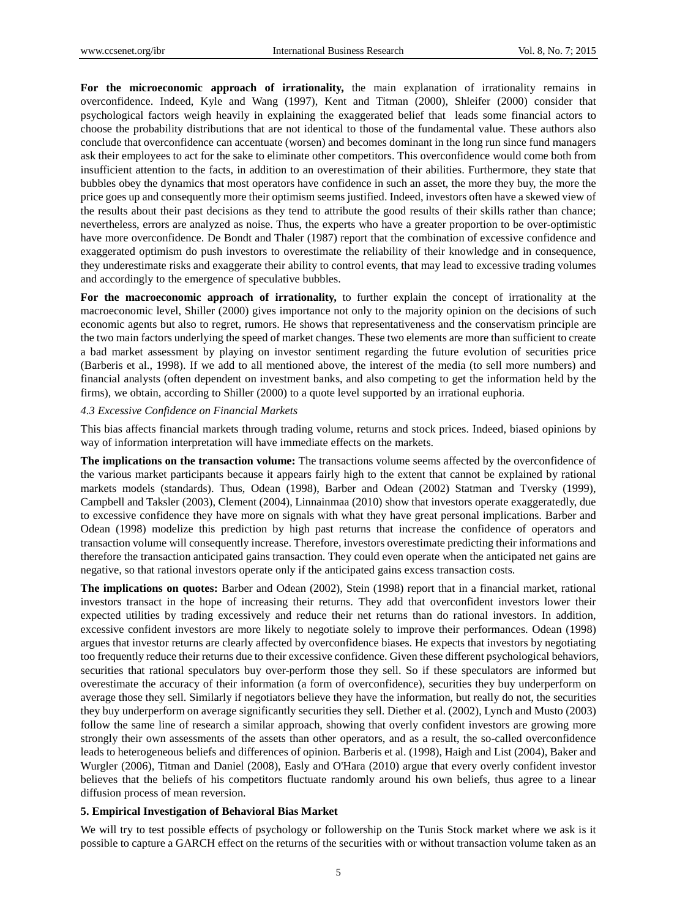**For the microeconomic approach of irrationality,** the main explanation of irrationality remains in overconfidence. Indeed, Kyle and Wang (1997), Kent and Titman (2000), Shleifer (2000) consider that psychological factors weigh heavily in explaining the exaggerated belief that leads some financial actors to choose the probability distributions that are not identical to those of the fundamental value. These authors also conclude that overconfidence can accentuate (worsen) and becomes dominant in the long run since fund managers ask their employees to act for the sake to eliminate other competitors. This overconfidence would come both from insufficient attention to the facts, in addition to an overestimation of their abilities. Furthermore, they state that bubbles obey the dynamics that most operators have confidence in such an asset, the more they buy, the more the price goes up and consequently more their optimism seems justified. Indeed, investors often have a skewed view of the results about their past decisions as they tend to attribute the good results of their skills rather than chance; nevertheless, errors are analyzed as noise. Thus, the experts who have a greater proportion to be over-optimistic have more overconfidence. De Bondt and Thaler (1987) report that the combination of excessive confidence and exaggerated optimism do push investors to overestimate the reliability of their knowledge and in consequence, they underestimate risks and exaggerate their ability to control events, that may lead to excessive trading volumes and accordingly to the emergence of speculative bubbles.

**For the macroeconomic approach of irrationality,** to further explain the concept of irrationality at the macroeconomic level, Shiller (2000) gives importance not only to the majority opinion on the decisions of such economic agents but also to regret, rumors. He shows that representativeness and the conservatism principle are the two main factors underlying the speed of market changes. These two elements are more than sufficient to create a bad market assessment by playing on investor sentiment regarding the future evolution of securities price (Barberis et al., 1998). If we add to all mentioned above, the interest of the media (to sell more numbers) and financial analysts (often dependent on investment banks, and also competing to get the information held by the firms), we obtain, according to Shiller (2000) to a quote level supported by an irrational euphoria.

### *4.3 Excessive Confidence on Financial Markets*

This bias affects financial markets through trading volume, returns and stock prices. Indeed, biased opinions by way of information interpretation will have immediate effects on the markets.

**The implications on the transaction volume:** The transactions volume seems affected by the overconfidence of the various market participants because it appears fairly high to the extent that cannot be explained by rational markets models (standards). Thus, Odean (1998), Barber and Odean (2002) Statman and Tversky (1999), Campbell and Taksler (2003), Clement (2004), Linnainmaa (2010) show that investors operate exaggeratedly, due to excessive confidence they have more on signals with what they have great personal implications. Barber and Odean (1998) modelize this prediction by high past returns that increase the confidence of operators and transaction volume will consequently increase. Therefore, investors overestimate predicting their informations and therefore the transaction anticipated gains transaction. They could even operate when the anticipated net gains are negative, so that rational investors operate only if the anticipated gains excess transaction costs.

**The implications on quotes:** Barber and Odean (2002), Stein (1998) report that in a financial market, rational investors transact in the hope of increasing their returns. They add that overconfident investors lower their expected utilities by trading excessively and reduce their net returns than do rational investors. In addition, excessive confident investors are more likely to negotiate solely to improve their performances. Odean (1998) argues that investor returns are clearly affected by overconfidence biases. He expects that investors by negotiating too frequently reduce their returns due to their excessive confidence. Given these different psychological behaviors, securities that rational speculators buy over-perform those they sell. So if these speculators are informed but overestimate the accuracy of their information (a form of overconfidence), securities they buy underperform on average those they sell. Similarly if negotiators believe they have the information, but really do not, the securities they buy underperform on average significantly securities they sell. Diether et al. (2002), Lynch and Musto (2003) follow the same line of research a similar approach, showing that overly confident investors are growing more strongly their own assessments of the assets than other operators, and as a result, the so-called overconfidence leads to heterogeneous beliefs and differences of opinion. Barberis et al. (1998), Haigh and List (2004), Baker and Wurgler (2006), Titman and Daniel (2008), Easly and O'Hara (2010) argue that every overly confident investor believes that the beliefs of his competitors fluctuate randomly around his own beliefs, thus agree to a linear diffusion process of mean reversion.

## 5. Empirical Investigation of Behavioral Bias Market

We will try to test possible effects of psychology or followership on the Tunis Stock market where we ask is it possible to capture a GARCH effect on the returns of the securities with or without transaction volume taken as an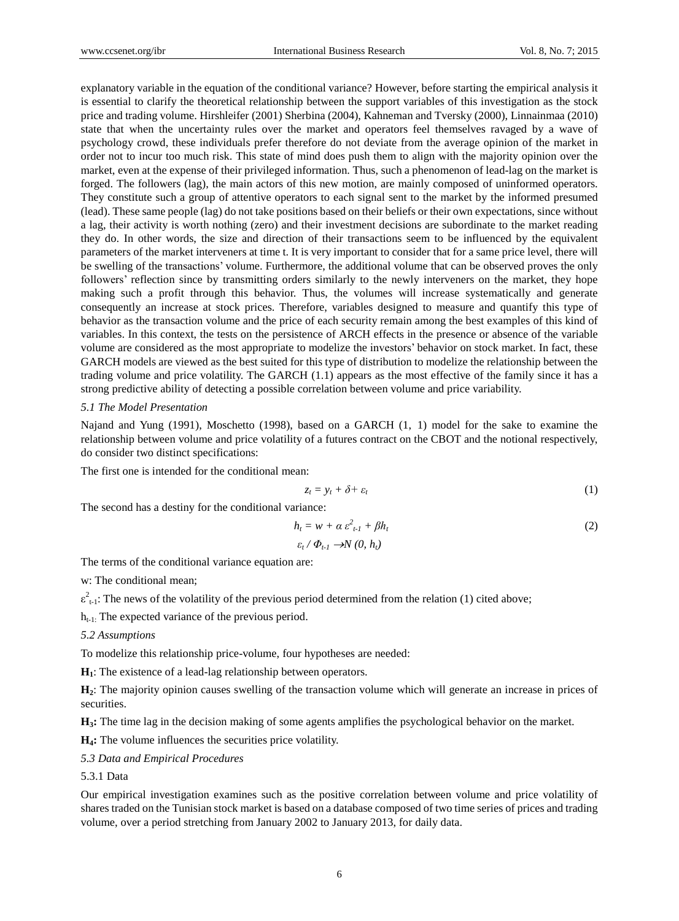explanatory variable in the equation of the conditional variance? However, before starting the empirical analysis it is essential to clarify the theoretical relationship between the support variables of this investigation as the stock price and trading volume. Hirshleifer (2001) Sherbina (2004), Kahneman and Tversky (2000), Linnainmaa (2010) state that when the uncertainty rules over the market and operators feel themselves ravaged by a wave of psychology crowd, these individuals prefer therefore do not deviate from the average opinion of the market in order not to incur too much risk. This state of mind does push them to align with the majority opinion over the market, even at the expense of their privileged information. Thus, such a phenomenon of lead-lag on the market is forged. The followers (lag), the main actors of this new motion, are mainly composed of uninformed operators. They constitute such a group of attentive operators to each signal sent to the market by the informed presumed (lead). These same people (lag) do not take positions based on their beliefs or their own expectations, since without a lag, their activity is worth nothing (zero) and their investment decisions are subordinate to the market reading they do. In other words, the size and direction of their transactions seem to be influenced by the equivalent parameters of the market interveners at time t. It is very important to consider that for a same price level, there will be swelling of the transactions' volume. Furthermore, the additional volume that can be observed proves the only followers' reflection since by transmitting orders similarly to the newly interveners on the market, they hope making such a profit through this behavior. Thus, the volumes will increase systematically and generate consequently an increase at stock prices. Therefore, variables designed to measure and quantify this type of behavior as the transaction volume and the price of each security remain among the best examples of this kind of variables. In this context, the tests on the persistence of ARCH effects in the presence or absence of the variable volume are considered as the most appropriate to modelize the investors' behavior on stock market. In fact, these GARCH models are viewed as the best suited for this type of distribution to modelize the relationship between the trading volume and price volatility. The GARCH (1.1) appears as the most effective of the family since it has a strong predictive ability of detecting a possible correlation between volume and price variability.

### *5.1 The Model Presentation*

Najand and Yung (1991), Moschetto (1998), based on a GARCH (1, 1) model for the sake to examine the relationship between volume and price volatility of a futures contract on the CBOT and the notional respectively, do consider two distinct specifications:

The first one is intended for the conditional mean:

$$z_t = y_t + \delta + \varepsilon_t \tag{1}$$

The second has a destiny for the conditional variance:

$$h_t = w + \alpha\, \varepsilon^2_{t-1} + \beta h_t \tag{2}$$

$$\varepsilon_t / \Phi_{t-1} \rightarrow N\,(0,\, h_t)$$

The terms of the conditional variance equation are:

w: The conditional mean;

$\varepsilon^2_{t-1}$: The news of the volatility of the previous period determined from the relation (1) cited above;

$h_{t-1}$: The expected variance of the previous period.

### *5.2 Assumptions*

To modelize this relationship price-volume, four hypotheses are needed:

**H$_1$**: The existence of a lead-lag relationship between operators.

**H$_2$**: The majority opinion causes swelling of the transaction volume which will generate an increase in prices of securities.

**H$_3$:** The time lag in the decision making of some agents amplifies the psychological behavior on the market.

**H$_4$:** The volume influences the securities price volatility.

### *5.3 Data and Empirical Procedures*

#### 5.3.1 Data

Our empirical investigation examines such as the positive correlation between volume and price volatility of shares traded on the Tunisian stock market is based on a database composed of two time series of prices and trading volume, over a period stretching from January 2002 to January 2013, for daily data.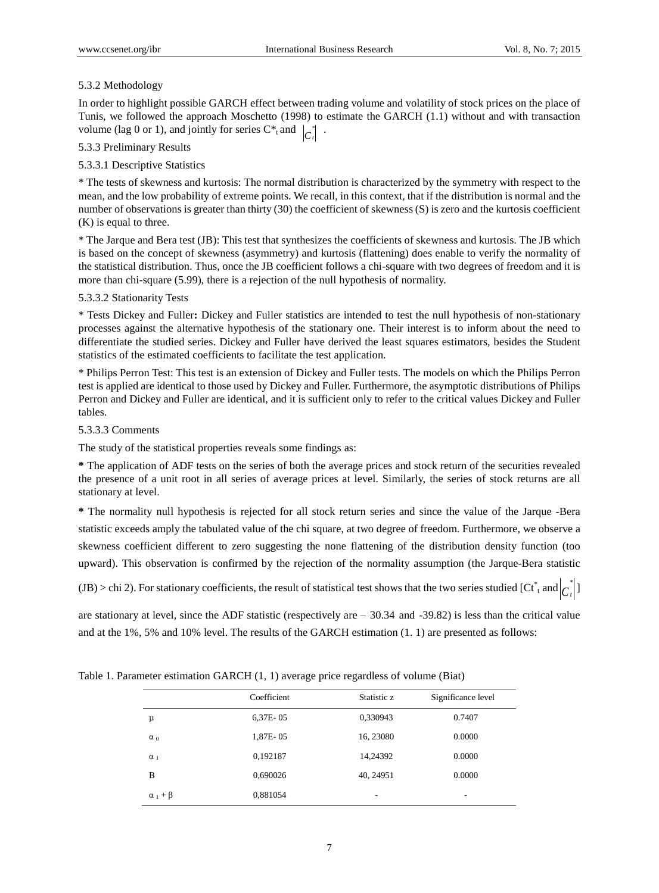5.3.2 Methodology

In order to highlight possible GARCH effect between trading volume and volatility of stock prices on the place of Tunis, we followed the approach Moschetto (1998) to estimate the GARCH (1.1) without and with transaction volume (lag 0 or 1), and jointly for series $C^*_t$ and $|C^*_t|$ .

5.3.3 Preliminary Results

5.3.3.1 Descriptive Statistics

* The tests of skewness and kurtosis: The normal distribution is characterized by the symmetry with respect to the mean, and the low probability of extreme points. We recall, in this context, that if the distribution is normal and the number of observations is greater than thirty (30) the coefficient of skewness (S) is zero and the kurtosis coefficient (K) is equal to three.

* The Jarque and Bera test (JB): This test that synthesizes the coefficients of skewness and kurtosis. The JB which is based on the concept of skewness (asymmetry) and kurtosis (flattening) does enable to verify the normality of the statistical distribution. Thus, once the JB coefficient follows a chi-square with two degrees of freedom and it is more than chi-square (5.99), there is a rejection of the null hypothesis of normality.

5.3.3.2 Stationarity Tests

* Tests Dickey and Fuller**:** Dickey and Fuller statistics are intended to test the null hypothesis of non-stationary processes against the alternative hypothesis of the stationary one. Their interest is to inform about the need to differentiate the studied series. Dickey and Fuller have derived the least squares estimators, besides the Student statistics of the estimated coefficients to facilitate the test application.

* Philips Perron Test: This test is an extension of Dickey and Fuller tests. The models on which the Philips Perron test is applied are identical to those used by Dickey and Fuller. Furthermore, the asymptotic distributions of Philips Perron and Dickey and Fuller are identical, and it is sufficient only to refer to the critical values Dickey and Fuller tables.

5.3.3.3 Comments

The study of the statistical properties reveals some findings as:

**\*** The application of ADF tests on the series of both the average prices and stock return of the securities revealed the presence of a unit root in all series of average prices at level. Similarly, the series of stock returns are all stationary at level.

**\*** The normality null hypothesis is rejected for all stock return series and since the value of the Jarque -Bera statistic exceeds amply the tabulated value of the chi square, at two degree of freedom. Furthermore, we observe a skewness coefficient different to zero suggesting the none flattening of the distribution density function (too upward). This observation is confirmed by the rejection of the normality assumption (the Jarque-Bera statistic (JB) > chi 2). For stationary coefficients, the result of statistical test shows that the two series studied [$Ct^*_t$ and $|C^*_t|$] are stationary at level, since the ADF statistic (respectively are – 30.34 and -39.82) is less than the critical value and at the 1%, 5% and 10% level. The results of the GARCH estimation (1. 1) are presented as follows:

Table 1. Parameter estimation GARCH (1, 1) average price regardless of volume (Biat)

| | Coefficient | Statistic z | Significance level |
|---|---|---|---|
| $\mu$ | 6,37E- 05 | 0,330943 | 0.7407 |
| $\alpha_0$ | 1,87E- 05 | 16, 23080 | 0.0000 |
| $\alpha_1$ | 0,192187 | 14,24392 | 0.0000 |
| B | 0,690026 | 40, 24951 | 0.0000 |
| $\alpha_1 + \beta$ | 0,881054 | - | - |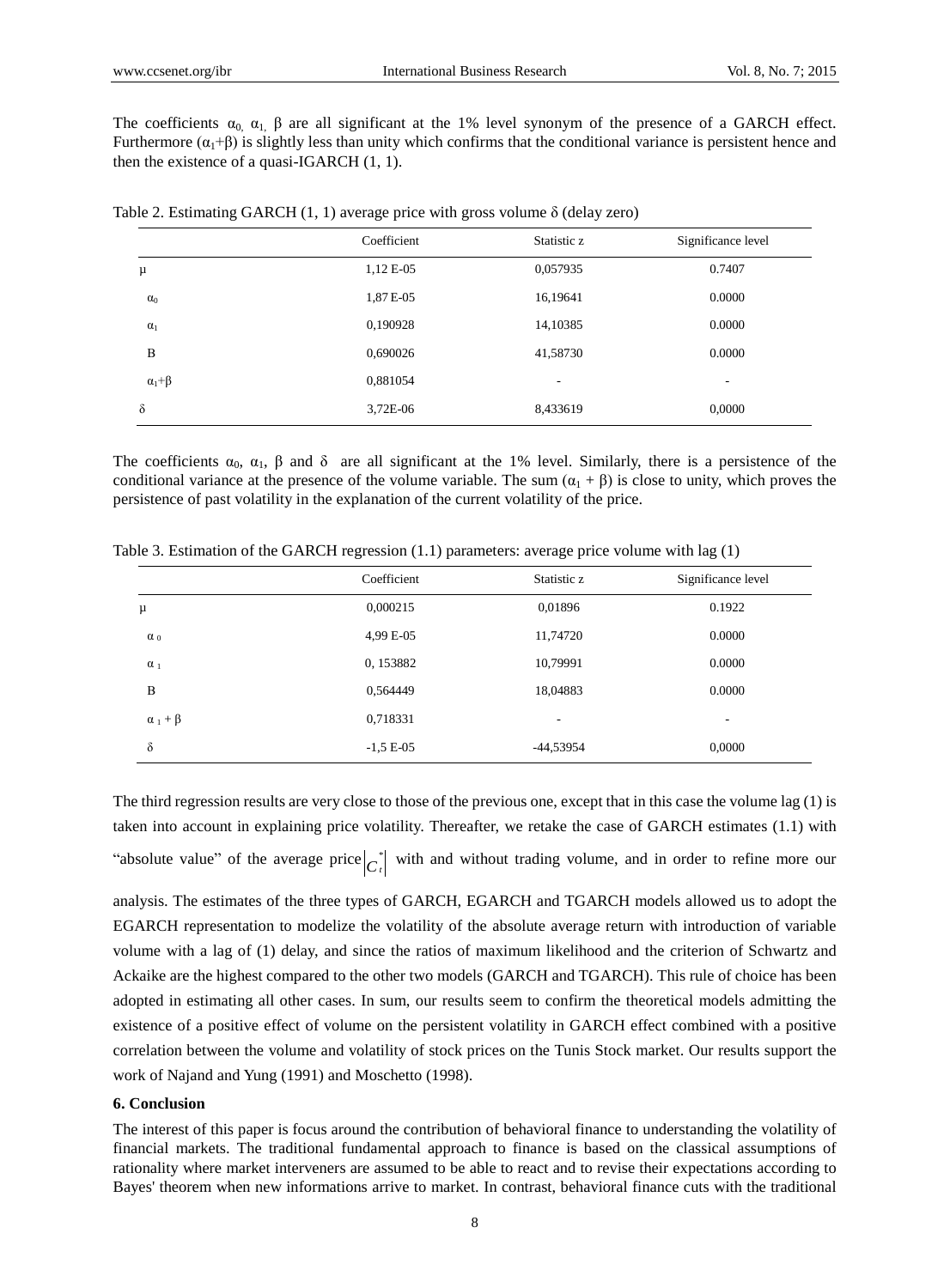The coefficients $\alpha_0$, $\alpha_1$, $\beta$ are all significant at the 1% level synonym of the presence of a GARCH effect. Furthermore ($\alpha_1$+$\beta$) is slightly less than unity which confirms that the conditional variance is persistent hence and then the existence of a quasi-IGARCH (1, 1).

Table 2. Estimating GARCH (1, 1) average price with gross volume $\delta$ (delay zero)

| | Coefficient | Statistic z | Significance level |
|---|---|---|---|
| $\mu$ | 1,12 E-05 | 0,057935 | 0.7407 |
| $\alpha_0$ | 1,87 E-05 | 16,19641 | 0.0000 |
| $\alpha_1$ | 0,190928 | 14,10385 | 0.0000 |
| B | 0,690026 | 41,58730 | 0.0000 |
| $\alpha_1$+$\beta$ | 0,881054 | - | - |
| $\delta$ | 3,72E-06 | 8,433619 | 0,0000 |

The coefficients $\alpha_0$, $\alpha_1$, $\beta$ and $\delta$ are all significant at the 1% level. Similarly, there is a persistence of the conditional variance at the presence of the volume variable. The sum ($\alpha_1$ + $\beta$) is close to unity, which proves the persistence of past volatility in the explanation of the current volatility of the price.

Table 3. Estimation of the GARCH regression (1.1) parameters: average price volume with lag (1)

| | Coefficient | Statistic z | Significance level |
|---|---|---|---|
| $\mu$ | 0,000215 | 0,01896 | 0.1922 |
| $\alpha_0$ | 4,99 E-05 | 11,74720 | 0.0000 |
| $\alpha_1$ | 0, 153882 | 10,79991 | 0.0000 |
| B | 0,564449 | 18,04883 | 0.0000 |
| $\alpha_1$ + $\beta$ | 0,718331 | - | - |
| $\delta$ | -1,5 E-05 | -44,53954 | 0,0000 |

The third regression results are very close to those of the previous one, except that in this case the volume lag (1) is taken into account in explaining price volatility. Thereafter, we retake the case of GARCH estimates (1.1) with "absolute value" of the average price $|C_t^*|$ with and without trading volume, and in order to refine more our analysis. The estimates of the three types of GARCH, EGARCH and TGARCH models allowed us to adopt the EGARCH representation to modelize the volatility of the absolute average return with introduction of variable volume with a lag of (1) delay, and since the ratios of maximum likelihood and the criterion of Schwartz and Ackaike are the highest compared to the other two models (GARCH and TGARCH). This rule of choice has been adopted in estimating all other cases. In sum, our results seem to confirm the theoretical models admitting the existence of a positive effect of volume on the persistent volatility in GARCH effect combined with a positive correlation between the volume and volatility of stock prices on the Tunis Stock market. Our results support the work of Najand and Yung (1991) and Moschetto (1998).

### 6. Conclusion

The interest of this paper is focus around the contribution of behavioral finance to understanding the volatility of financial markets. The traditional fundamental approach to finance is based on the classical assumptions of rationality where market interveners are assumed to be able to react and to revise their expectations according to Bayes' theorem when new informations arrive to market. In contrast, behavioral finance cuts with the traditional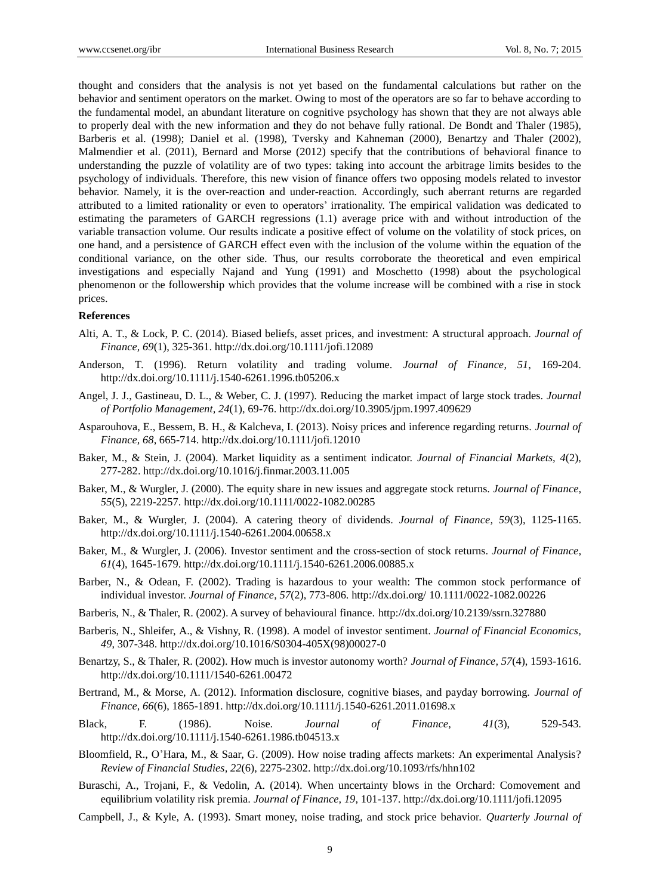thought and considers that the analysis is not yet based on the fundamental calculations but rather on the behavior and sentiment operators on the market. Owing to most of the operators are so far to behave according to the fundamental model, an abundant literature on cognitive psychology has shown that they are not always able to properly deal with the new information and they do not behave fully rational. De Bondt and Thaler (1985), Barberis et al. (1998); Daniel et al. (1998), Tversky and Kahneman (2000), Benartzy and Thaler (2002), Malmendier et al. (2011), Bernard and Morse (2012) specify that the contributions of behavioral finance to understanding the puzzle of volatility are of two types: taking into account the arbitrage limits besides to the psychology of individuals. Therefore, this new vision of finance offers two opposing models related to investor behavior. Namely, it is the over-reaction and under-reaction. Accordingly, such aberrant returns are regarded attributed to a limited rationality or even to operators' irrationality. The empirical validation was dedicated to estimating the parameters of GARCH regressions (1.1) average price with and without introduction of the variable transaction volume. Our results indicate a positive effect of volume on the volatility of stock prices, on one hand, and a persistence of GARCH effect even with the inclusion of the volume within the equation of the conditional variance, on the other side. Thus, our results corroborate the theoretical and even empirical investigations and especially Najand and Yung (1991) and Moschetto (1998) about the psychological phenomenon or the followership which provides that the volume increase will be combined with a rise in stock prices.

**References**

Alti, A. T., & Lock, P. C. (2014). Biased beliefs, asset prices, and investment: A structural approach. *Journal of Finance, 69*(1), 325-361. http://dx.doi.org/10.1111/jofi.12089

Anderson, T. (1996). Return volatility and trading volume. *Journal of Finance, 51*, 169-204. http://dx.doi.org/10.1111/j.1540-6261.1996.tb05206.x

Angel, J. J., Gastineau, D. L., & Weber, C. J. (1997). Reducing the market impact of large stock trades. *Journal of Portfolio Management, 24*(1), 69-76. http://dx.doi.org/10.3905/jpm.1997.409629

Asparouhova, E., Bessem, B. H., & Kalcheva, I. (2013). Noisy prices and inference regarding returns. *Journal of Finance, 68*, 665-714. http://dx.doi.org/10.1111/jofi.12010

Baker, M., & Stein, J. (2004). Market liquidity as a sentiment indicator. *Journal of Financial Markets, 4*(2), 277-282. http://dx.doi.org/10.1016/j.finmar.2003.11.005

Baker, M., & Wurgler, J. (2000). The equity share in new issues and aggregate stock returns. *Journal of Finance, 55*(5), 2219-2257. http://dx.doi.org/10.1111/0022-1082.00285

Baker, M., & Wurgler, J. (2004). A catering theory of dividends. *Journal of Finance, 59*(3), 1125-1165. http://dx.doi.org/10.1111/j.1540-6261.2004.00658.x

Baker, M., & Wurgler, J. (2006). Investor sentiment and the cross-section of stock returns. *Journal of Finance, 61*(4), 1645-1679. http://dx.doi.org/10.1111/j.1540-6261.2006.00885.x

Barber, N., & Odean, F. (2002). Trading is hazardous to your wealth: The common stock performance of individual investor. *Journal of Finance, 57*(2), 773-806. http://dx.doi.org/ 10.1111/0022-1082.00226

Barberis, N., & Thaler, R. (2002). A survey of behavioural finance. http://dx.doi.org/10.2139/ssrn.327880

Barberis, N., Shleifer, A., & Vishny, R. (1998). A model of investor sentiment. *Journal of Financial Economics, 49*, 307-348. http://dx.doi.org/10.1016/S0304-405X(98)00027-0

Benartzy, S., & Thaler, R. (2002). How much is investor autonomy worth? *Journal of Finance, 57*(4), 1593-1616. http://dx.doi.org/10.1111/1540-6261.00472

Bertrand, M., & Morse, A. (2012). Information disclosure, cognitive biases, and payday borrowing. *Journal of Finance, 66*(6), 1865-1891. http://dx.doi.org/10.1111/j.1540-6261.2011.01698.x

Black, F. (1986). Noise. *Journal of Finance, 41*(3), 529-543. http://dx.doi.org/10.1111/j.1540-6261.1986.tb04513.x

Bloomfield, R., O'Hara, M., & Saar, G. (2009). How noise trading affects markets: An experimental Analysis? *Review of Financial Studies, 22*(6), 2275-2302. http://dx.doi.org/10.1093/rfs/hhn102

Buraschi, A., Trojani, F., & Vedolin, A. (2014). When uncertainty blows in the Orchard: Comovement and equilibrium volatility risk premia. *Journal of Finance, 19*, 101-137. http://dx.doi.org/10.1111/jofi.12095

Campbell, J., & Kyle, A. (1993). Smart money, noise trading, and stock price behavior. *Quarterly Journal of*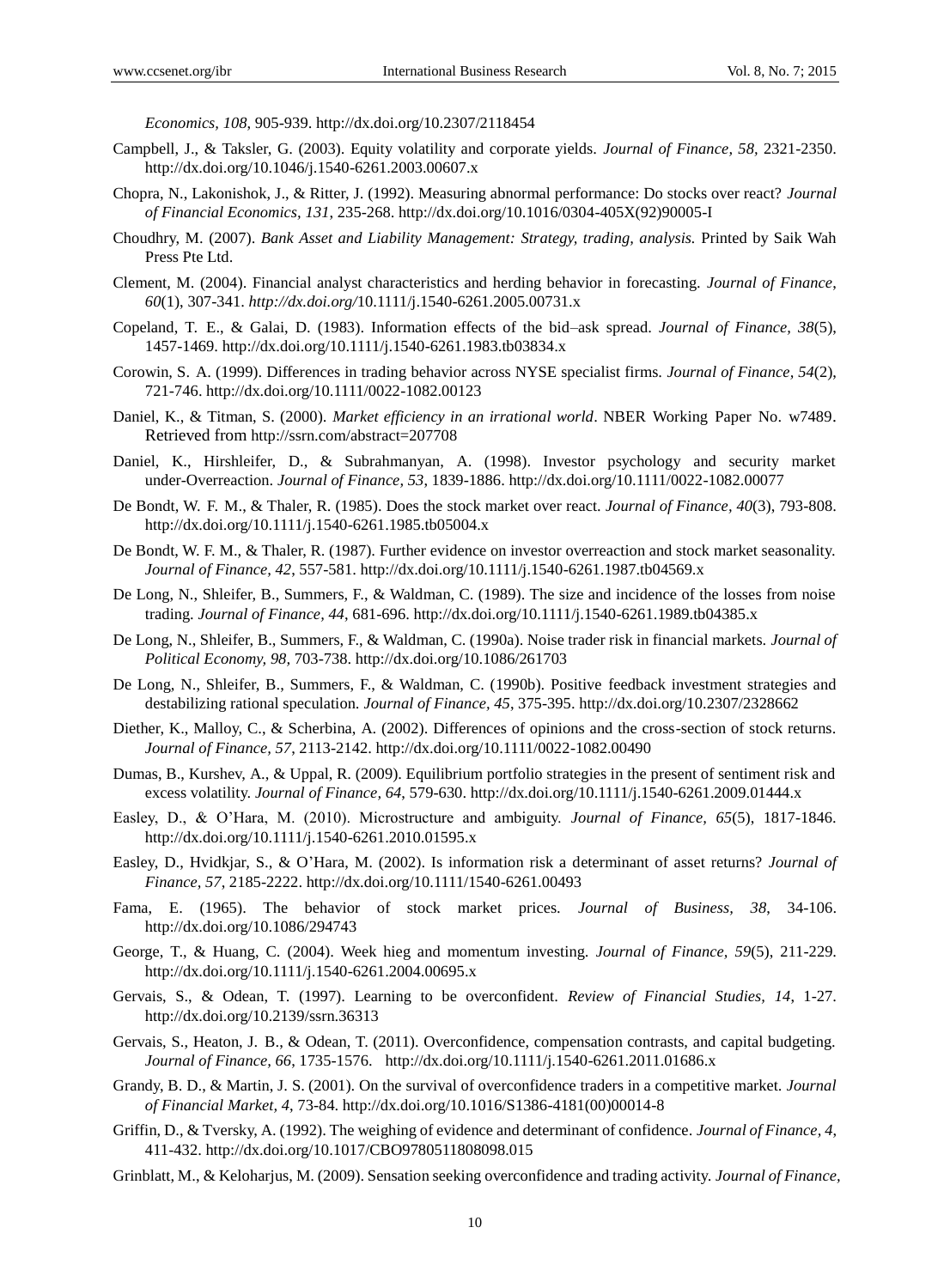*Economics, 108*, 905-939. http://dx.doi.org/10.2307/2118454

Campbell, J., & Taksler, G. (2003). Equity volatility and corporate yields. *Journal of Finance, 58*, 2321-2350. http://dx.doi.org/10.1046/j.1540-6261.2003.00607.x

Chopra, N., Lakonishok, J., & Ritter, J. (1992). Measuring abnormal performance: Do stocks over react? *Journal of Financial Economics, 131*, 235-268. http://dx.doi.org/10.1016/0304-405X(92)90005-I

Choudhry, M. (2007). *Bank Asset and Liability Management: Strategy, trading, analysis.* Printed by Saik Wah Press Pte Ltd.

Clement, M. (2004). Financial analyst characteristics and herding behavior in forecasting. *Journal of Finance, 60*(1), 307-341. *http://dx.doi.org/*10.1111/j.1540-6261.2005.00731.x

Copeland, T. E., & Galai, D. (1983). Information effects of the bid–ask spread. *Journal of Finance, 38*(5), 1457-1469. http://dx.doi.org/10.1111/j.1540-6261.1983.tb03834.x

Corowin, S. A. (1999). Differences in trading behavior across NYSE specialist firms. *Journal of Finance, 54*(2), 721-746. http://dx.doi.org/10.1111/0022-1082.00123

Daniel, K., & Titman, S. (2000). *Market efficiency in an irrational world*. NBER Working Paper No. w7489. Retrieved from http://ssrn.com/abstract=207708

Daniel, K., Hirshleifer, D., & Subrahmanyan, A. (1998). Investor psychology and security market under-Overreaction. *Journal of Finance, 53*, 1839-1886. http://dx.doi.org/10.1111/0022-1082.00077

De Bondt, W. F. M., & Thaler, R. (1985). Does the stock market over react. *Journal of Finance, 40*(3), 793-808. http://dx.doi.org/10.1111/j.1540-6261.1985.tb05004.x

De Bondt, W. F. M., & Thaler, R. (1987). Further evidence on investor overreaction and stock market seasonality. *Journal of Finance, 42*, 557-581. http://dx.doi.org/10.1111/j.1540-6261.1987.tb04569.x

De Long, N., Shleifer, B., Summers, F., & Waldman, C. (1989). The size and incidence of the losses from noise trading. *Journal of Finance, 44*, 681-696. http://dx.doi.org/10.1111/j.1540-6261.1989.tb04385.x

De Long, N., Shleifer, B., Summers, F., & Waldman, C. (1990a). Noise trader risk in financial markets. *Journal of Political Economy, 98,* 703-738. http://dx.doi.org/10.1086/261703

De Long, N., Shleifer, B., Summers, F., & Waldman, C. (1990b). Positive feedback investment strategies and destabilizing rational speculation. *Journal of Finance, 45*, 375-395. http://dx.doi.org/10.2307/2328662

Diether, K., Malloy, C., & Scherbina, A. (2002). Differences of opinions and the cross-section of stock returns. *Journal of Finance, 57*, 2113-2142. http://dx.doi.org/10.1111/0022-1082.00490

Dumas, B., Kurshev, A., & Uppal, R. (2009). Equilibrium portfolio strategies in the present of sentiment risk and excess volatility. *Journal of Finance, 64*, 579-630. http://dx.doi.org/10.1111/j.1540-6261.2009.01444.x

Easley, D., & O'Hara, M. (2010). Microstructure and ambiguity. *Journal of Finance, 65*(5), 1817-1846. http://dx.doi.org/10.1111/j.1540-6261.2010.01595.x

Easley, D., Hvidkjar, S., & O'Hara, M. (2002). Is information risk a determinant of asset returns? *Journal of Finance, 57*, 2185-2222. http://dx.doi.org/10.1111/1540-6261.00493

Fama, E. (1965). The behavior of stock market prices. *Journal of Business, 38*, 34-106. http://dx.doi.org/10.1086/294743

George, T., & Huang, C. (2004). Week hieg and momentum investing. *Journal of Finance, 59*(5), 211-229. http://dx.doi.org/10.1111/j.1540-6261.2004.00695.x

Gervais, S., & Odean, T. (1997). Learning to be overconfident. *Review of Financial Studies, 14*, 1-27. http://dx.doi.org/10.2139/ssrn.36313

Gervais, S., Heaton, J. B., & Odean, T. (2011). Overconfidence, compensation contrasts, and capital budgeting. *Journal of Finance, 66*, 1735-1576. http://dx.doi.org/10.1111/j.1540-6261.2011.01686.x

Grandy, B. D., & Martin, J. S. (2001). On the survival of overconfidence traders in a competitive market. *Journal of Financial Market, 4*, 73-84. http://dx.doi.org/10.1016/S1386-4181(00)00014-8

Griffin, D., & Tversky, A. (1992). The weighing of evidence and determinant of confidence. *Journal of Finance, 4*, 411-432. http://dx.doi.org/10.1017/CBO9780511808098.015

Grinblatt, M., & Keloharjus, M. (2009). Sensation seeking overconfidence and trading activity. *Journal of Finance,*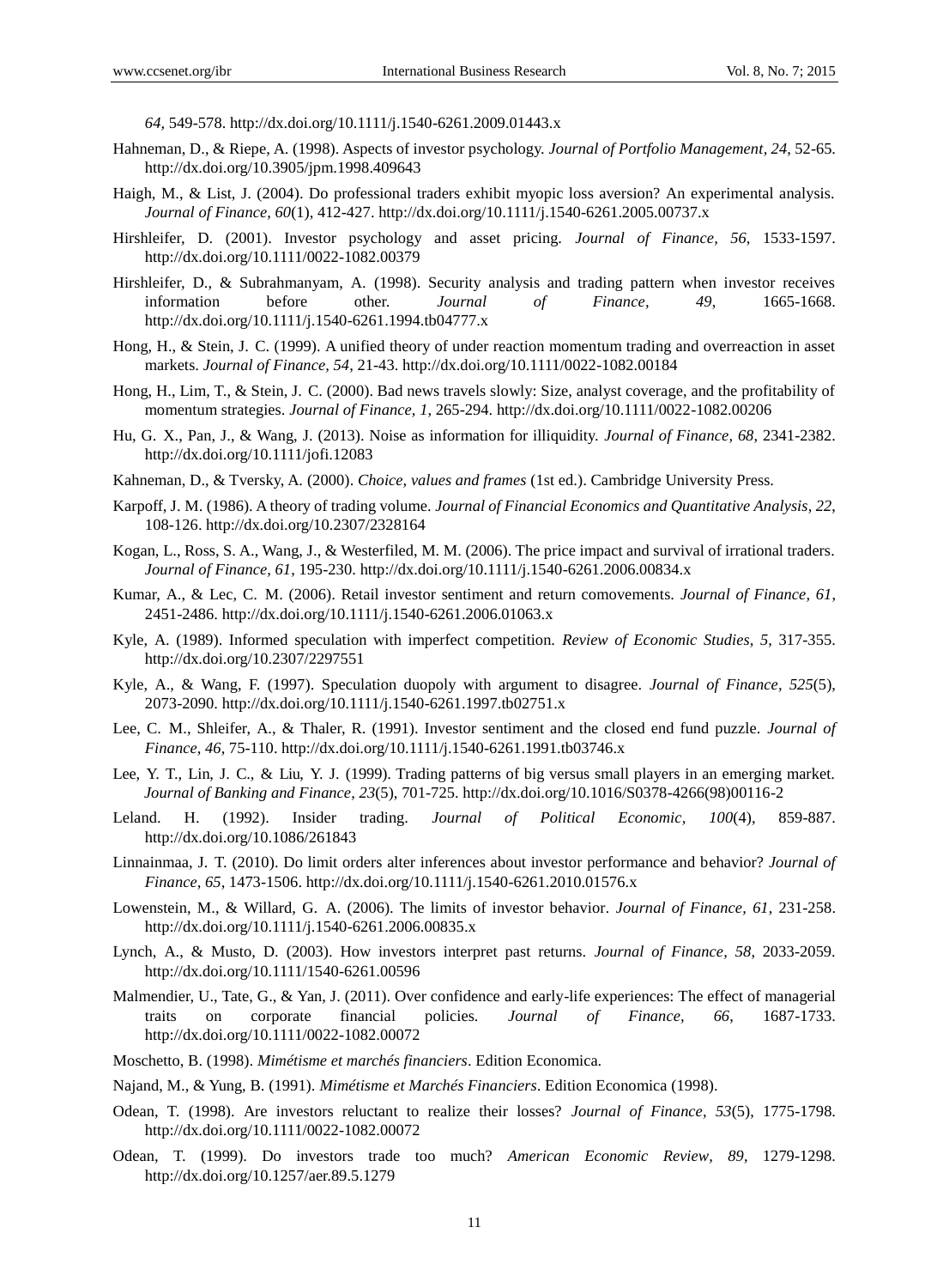*64*, 549-578. http://dx.doi.org/10.1111/j.1540-6261.2009.01443.x

Hahneman, D., & Riepe, A. (1998). Aspects of investor psychology. *Journal of Portfolio Management, 24*, 52-65. http://dx.doi.org/10.3905/jpm.1998.409643

Haigh, M., & List, J. (2004). Do professional traders exhibit myopic loss aversion? An experimental analysis. *Journal of Finance, 60*(1), 412-427. http://dx.doi.org/10.1111/j.1540-6261.2005.00737.x

Hirshleifer, D. (2001). Investor psychology and asset pricing. *Journal of Finance, 56*, 1533-1597. http://dx.doi.org/10.1111/0022-1082.00379

Hirshleifer, D., & Subrahmanyam, A. (1998). Security analysis and trading pattern when investor receives information before other. *Journal of Finance, 49*, 1665-1668. http://dx.doi.org/10.1111/j.1540-6261.1994.tb04777.x

Hong, H., & Stein, J. C. (1999). A unified theory of under reaction momentum trading and overreaction in asset markets. *Journal of Finance, 54*, 21-43. http://dx.doi.org/10.1111/0022-1082.00184

Hong, H., Lim, T., & Stein, J. C. (2000). Bad news travels slowly: Size, analyst coverage, and the profitability of momentum strategies. *Journal of Finance, 1*, 265-294. http://dx.doi.org/10.1111/0022-1082.00206

Hu, G. X., Pan, J., & Wang, J. (2013). Noise as information for illiquidity. *Journal of Finance, 68*, 2341-2382. http://dx.doi.org/10.1111/jofi.12083

Kahneman, D., & Tversky, A. (2000). *Choice, values and frames* (1st ed.). Cambridge University Press.

Karpoff, J. M. (1986). A theory of trading volume. *Journal of Financial Economics and Quantitative Analysis, 22*, 108-126. http://dx.doi.org/10.2307/2328164

Kogan, L., Ross, S. A., Wang, J., & Westerfiled, M. M. (2006). The price impact and survival of irrational traders. *Journal of Finance, 61*, 195-230. http://dx.doi.org/10.1111/j.1540-6261.2006.00834.x

Kumar, A., & Lec, C. M. (2006). Retail investor sentiment and return comovements. *Journal of Finance, 61*, 2451-2486. http://dx.doi.org/10.1111/j.1540-6261.2006.01063.x

Kyle, A. (1989). Informed speculation with imperfect competition. *Review of Economic Studies, 5*, 317-355. http://dx.doi.org/10.2307/2297551

Kyle, A., & Wang, F. (1997). Speculation duopoly with argument to disagree. *Journal of Finance, 525*(5), 2073-2090. http://dx.doi.org/10.1111/j.1540-6261.1997.tb02751.x

Lee, C. M., Shleifer, A., & Thaler, R. (1991). Investor sentiment and the closed end fund puzzle. *Journal of Finance, 46*, 75-110. http://dx.doi.org/10.1111/j.1540-6261.1991.tb03746.x

Lee, Y. T., Lin, J. C., & Liu, Y. J. (1999). Trading patterns of big versus small players in an emerging market. *Journal of Banking and Finance, 23*(5), 701-725. http://dx.doi.org/10.1016/S0378-4266(98)00116-2

Leland. H. (1992). Insider trading. *Journal of Political Economic, 100*(4), 859-887. http://dx.doi.org/10.1086/261843

Linnainmaa, J. T. (2010). Do limit orders alter inferences about investor performance and behavior? *Journal of Finance, 65*, 1473-1506. http://dx.doi.org/10.1111/j.1540-6261.2010.01576.x

Lowenstein, M., & Willard, G. A. (2006). The limits of investor behavior. *Journal of Finance, 61*, 231-258. http://dx.doi.org/10.1111/j.1540-6261.2006.00835.x

Lynch, A., & Musto, D. (2003). How investors interpret past returns. *Journal of Finance, 58*, 2033-2059. http://dx.doi.org/10.1111/1540-6261.00596

Malmendier, U., Tate, G., & Yan, J. (2011). Over confidence and early-life experiences: The effect of managerial traits on corporate financial policies. *Journal of Finance, 66*, 1687-1733. http://dx.doi.org/10.1111/0022-1082.00072

Moschetto, B. (1998). *Mimétisme et marchés financiers*. Edition Economica.

Najand, M., & Yung, B. (1991). *Mimétisme et Marchés Financiers*. Edition Economica (1998).

Odean, T. (1998). Are investors reluctant to realize their losses? *Journal of Finance, 53*(5), 1775-1798. http://dx.doi.org/10.1111/0022-1082.00072

Odean, T. (1999). Do investors trade too much? *American Economic Review, 89*, 1279-1298. http://dx.doi.org/10.1257/aer.89.5.1279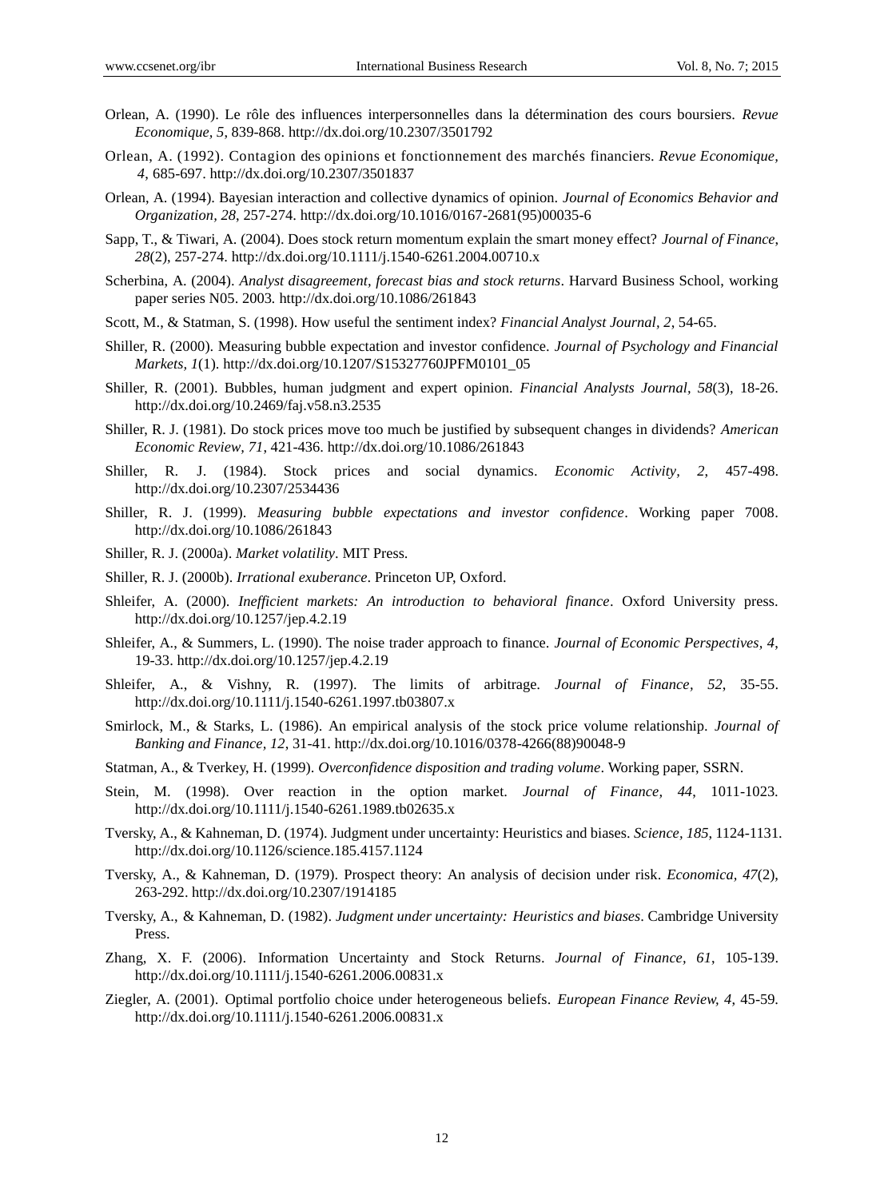Orlean, A. (1990). Le rôle des influences interpersonnelles dans la détermination des cours boursiers. *Revue Economique, 5*, 839-868. http://dx.doi.org/10.2307/3501792

Orlean, A. (1992). Contagion des opinions et fonctionnement des marchés financiers. *Revue Economique, 4*, 685-697. http://dx.doi.org/10.2307/3501837

Orlean, A. (1994). Bayesian interaction and collective dynamics of opinion. *Journal of Economics Behavior and Organization, 28*, 257-274. http://dx.doi.org/10.1016/0167-2681(95)00035-6

Sapp, T., & Tiwari, A. (2004). Does stock return momentum explain the smart money effect? *Journal of Finance, 28*(2), 257-274. http://dx.doi.org/10.1111/j.1540-6261.2004.00710.x

Scherbina, A. (2004). *Analyst disagreement, forecast bias and stock returns*. Harvard Business School, working paper series N05. 2003. http://dx.doi.org/10.1086/261843

Scott, M., & Statman, S. (1998). How useful the sentiment index? *Financial Analyst Journal, 2*, 54-65.

Shiller, R. (2000). Measuring bubble expectation and investor confidence. *Journal of Psychology and Financial Markets, 1*(1). http://dx.doi.org/10.1207/S15327760JPFM0101_05

Shiller, R. (2001). Bubbles, human judgment and expert opinion. *Financial Analysts Journal, 58*(3), 18-26. http://dx.doi.org/10.2469/faj.v58.n3.2535

Shiller, R. J. (1981). Do stock prices move too much be justified by subsequent changes in dividends? *American Economic Review, 71*, 421-436. http://dx.doi.org/10.1086/261843

Shiller, R. J. (1984). Stock prices and social dynamics. *Economic Activity, 2*, 457-498. http://dx.doi.org/10.2307/2534436

Shiller, R. J. (1999). *Measuring bubble expectations and investor confidence*. Working paper 7008. http://dx.doi.org/10.1086/261843

Shiller, R. J. (2000a). *Market volatility*. MIT Press.

Shiller, R. J. (2000b). *Irrational exuberance*. Princeton UP, Oxford.

Shleifer, A. (2000). *Inefficient markets: An introduction to behavioral finance*. Oxford University press. http://dx.doi.org/10.1257/jep.4.2.19

Shleifer, A., & Summers, L. (1990). The noise trader approach to finance. *Journal of Economic Perspectives, 4*, 19-33. http://dx.doi.org/10.1257/jep.4.2.19

Shleifer, A., & Vishny, R. (1997). The limits of arbitrage. *Journal of Finance, 52*, 35-55. http://dx.doi.org/10.1111/j.1540-6261.1997.tb03807.x

Smirlock, M., & Starks, L. (1986). An empirical analysis of the stock price volume relationship. *Journal of Banking and Finance, 12*, 31-41. http://dx.doi.org/10.1016/0378-4266(88)90048-9

Statman, A., & Tverkey, H. (1999). *Overconfidence disposition and trading volume*. Working paper, SSRN.

Stein, M. (1998). Over reaction in the option market. *Journal of Finance, 44*, 1011-1023. http://dx.doi.org/10.1111/j.1540-6261.1989.tb02635.x

Tversky, A., & Kahneman, D. (1974). Judgment under uncertainty: Heuristics and biases. *Science, 185*, 1124-1131. http://dx.doi.org/10.1126/science.185.4157.1124

Tversky, A., & Kahneman, D. (1979). Prospect theory: An analysis of decision under risk. *Economica, 47*(2), 263-292. http://dx.doi.org/10.2307/1914185

Tversky, A., & Kahneman, D. (1982). *Judgment under uncertainty: Heuristics and biases*. Cambridge University Press.

Zhang, X. F. (2006). Information Uncertainty and Stock Returns. *Journal of Finance, 61*, 105-139. http://dx.doi.org/10.1111/j.1540-6261.2006.00831.x

Ziegler, A. (2001). Optimal portfolio choice under heterogeneous beliefs. *European Finance Review, 4*, 45-59. http://dx.doi.org/10.1111/j.1540-6261.2006.00831.x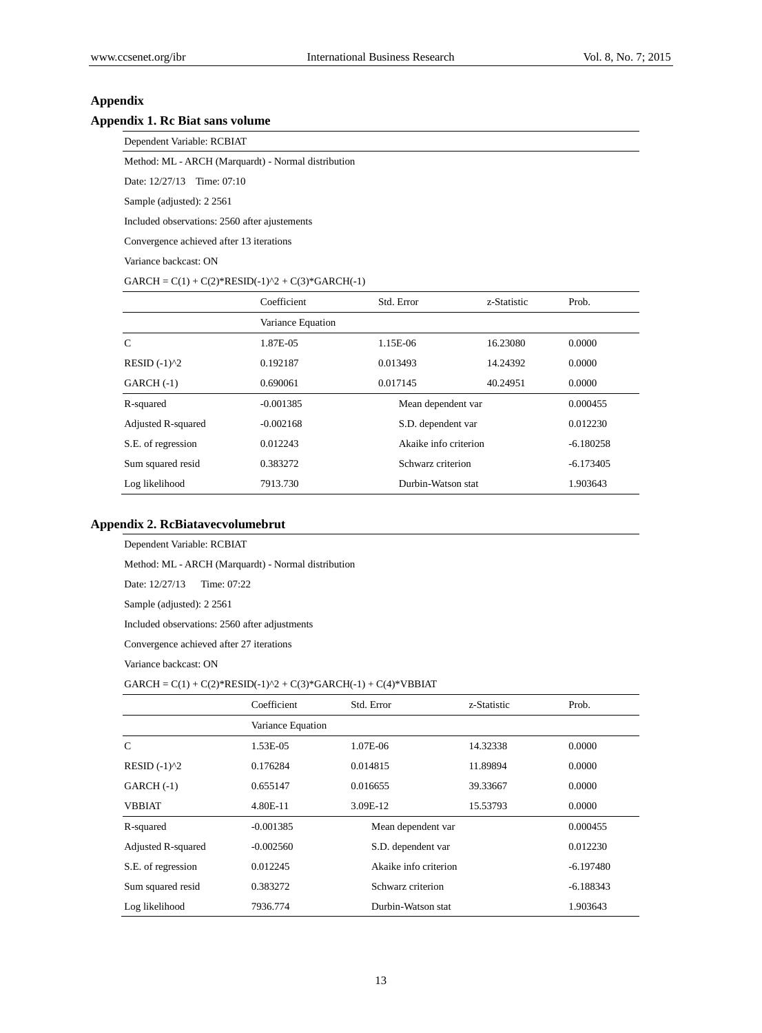## Appendix

### Appendix 1. Rc Biat sans volume

Dependent Variable: RCBIAT

Method: ML - ARCH (Marquardt) - Normal distribution

Date: 12/27/13 Time: 07:10

Sample (adjusted): 2 2561

Included observations: 2560 after ajustements

Convergence achieved after 13 iterations

Variance backcast: ON

GARCH = C(1) + C(2)*RESID(-1)^2 + C(3)*GARCH(-1)

| | Coefficient | Std. Error | z-Statistic | Prob. |
|---|---|---|---|---|
| | Variance Equation | | | |
| C | 1.87E-05 | 1.15E-06 | 16.23080 | 0.0000 |
| RESID (-1)^2 | 0.192187 | 0.013493 | 14.24392 | 0.0000 |
| GARCH (-1) | 0.690061 | 0.017145 | 40.24951 | 0.0000 |
| R-squared | -0.001385 | Mean dependent var | | 0.000455 |
| Adjusted R-squared | -0.002168 | S.D. dependent var | | 0.012230 |
| S.E. of regression | 0.012243 | Akaike info criterion | | -6.180258 |
| Sum squared resid | 0.383272 | Schwarz criterion | | -6.173405 |
| Log likelihood | 7913.730 | Durbin-Watson stat | | 1.903643 |

### Appendix 2. RcBiatavecvolumebrut

Dependent Variable: RCBIAT

Method: ML - ARCH (Marquardt) - Normal distribution

Date: 12/27/13 Time: 07:22

Sample (adjusted): 2 2561

Included observations: 2560 after adjustments

Convergence achieved after 27 iterations

Variance backcast: ON

GARCH = C(1) + C(2)*RESID(-1)^2 + C(3)*GARCH(-1) + C(4)*VBBIAT

| | Coefficient | Std. Error | z-Statistic | Prob. |
|---|---|---|---|---|
| | Variance Equation | | | |
| C | 1.53E-05 | 1.07E-06 | 14.32338 | 0.0000 |
| RESID (-1)^2 | 0.176284 | 0.014815 | 11.89894 | 0.0000 |
| GARCH (-1) | 0.655147 | 0.016655 | 39.33667 | 0.0000 |
| VBBIAT | 4.80E-11 | 3.09E-12 | 15.53793 | 0.0000 |
| R-squared | -0.001385 | Mean dependent var | | 0.000455 |
| Adjusted R-squared | -0.002560 | S.D. dependent var | | 0.012230 |
| S.E. of regression | 0.012245 | Akaike info criterion | | -6.197480 |
| Sum squared resid | 0.383272 | Schwarz criterion | | -6.188343 |
| Log likelihood | 7936.774 | Durbin-Watson stat | | 1.903643 |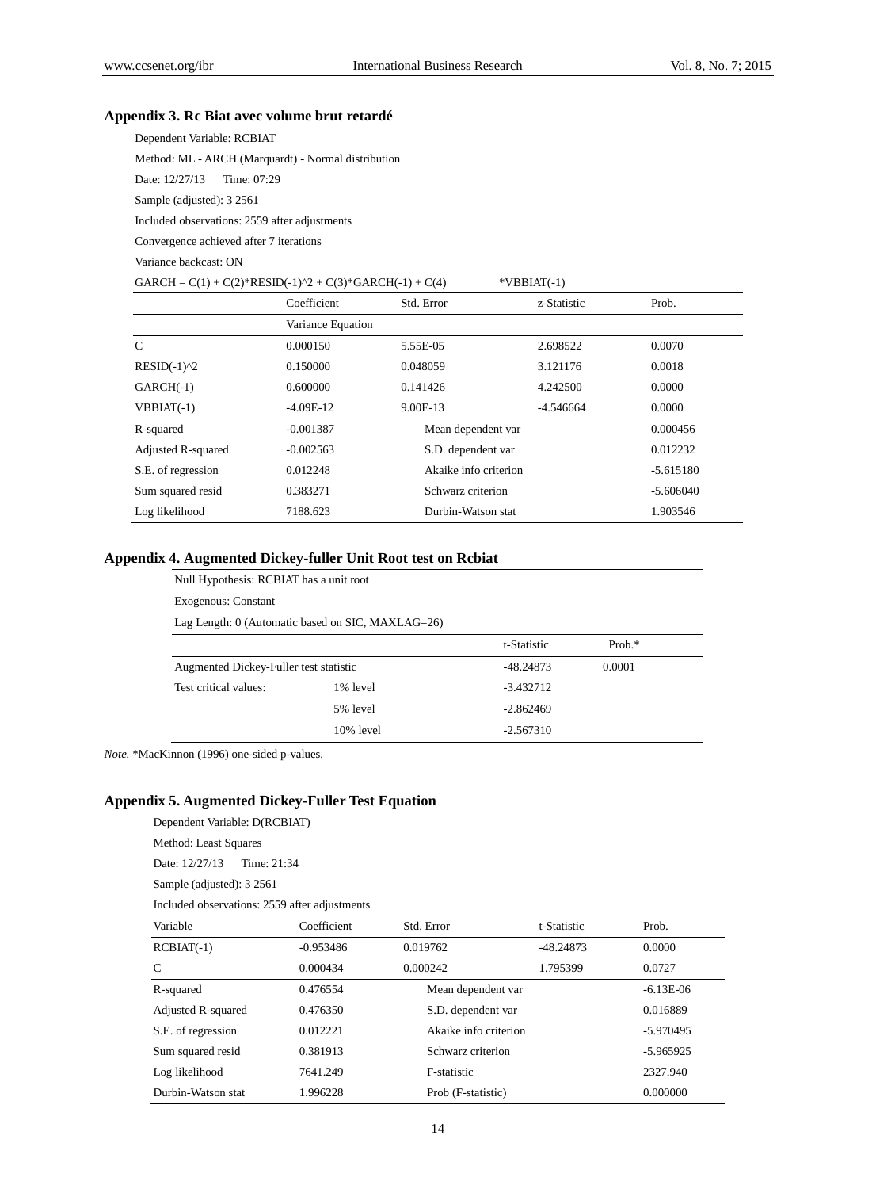### Appendix 3. Rc Biat avec volume brut retardé

Dependent Variable: RCBIAT

Method: ML - ARCH (Marquardt) - Normal distribution

Date: 12/27/13 Time: 07:29

Sample (adjusted): 3 2561

Included observations: 2559 after adjustments

Convergence achieved after 7 iterations

Variance backcast: ON

GARCH = C(1) + C(2)*RESID(-1)^2 + C(3)*GARCH(-1) + C(4) *VBBIAT(-1)

| | Coefficient | Std. Error | z-Statistic | Prob. |
|---|---|---|---|---|
| | Variance Equation | | | |
| C | 0.000150 | 5.55E-05 | 2.698522 | 0.0070 |
| RESID(-1)^2 | 0.150000 | 0.048059 | 3.121176 | 0.0018 |
| GARCH(-1) | 0.600000 | 0.141426 | 4.242500 | 0.0000 |
| VBBIAT(-1) | -4.09E-12 | 9.00E-13 | -4.546664 | 0.0000 |
| R-squared | -0.001387 | Mean dependent var | | 0.000456 |
| Adjusted R-squared | -0.002563 | S.D. dependent var | | 0.012232 |
| S.E. of regression | 0.012248 | Akaike info criterion | | -5.615180 |
| Sum squared resid | 0.383271 | Schwarz criterion | | -5.606040 |
| Log likelihood | 7188.623 | Durbin-Watson stat | | 1.903546 |

### Appendix 4. Augmented Dickey-fuller Unit Root test on Rcbiat

Null Hypothesis: RCBIAT has a unit root

Exogenous: Constant

Lag Length: 0 (Automatic based on SIC, MAXLAG=26)

| | | t-Statistic | Prob.* |
|---|---|---|---|
| Augmented Dickey-Fuller test statistic | | -48.24873 | 0.0001 |
| Test critical values: | 1% level | -3.432712 | |
| | 5% level | -2.862469 | |
| | 10% level | -2.567310 | |

*Note.* *MacKinnon (1996) one-sided p-values.

### Appendix 5. Augmented Dickey-Fuller Test Equation

Dependent Variable: D(RCBIAT)

Method: Least Squares

Date: 12/27/13 Time: 21:34

Sample (adjusted): 3 2561

Included observations: 2559 after adjustments

| Variable | Coefficient | Std. Error | t-Statistic | Prob. |
|---|---|---|---|---|
| RCBIAT(-1) | -0.953486 | 0.019762 | -48.24873 | 0.0000 |
| C | 0.000434 | 0.000242 | 1.795399 | 0.0727 |
| R-squared | 0.476554 | Mean dependent var | | -6.13E-06 |
| Adjusted R-squared | 0.476350 | S.D. dependent var | | 0.016889 |
| S.E. of regression | 0.012221 | Akaike info criterion | | -5.970495 |
| Sum squared resid | 0.381913 | Schwarz criterion | | -5.965925 |
| Log likelihood | 7641.249 | F-statistic | | 2327.940 |
| Durbin-Watson stat | 1.996228 | Prob (F-statistic) | | 0.000000 |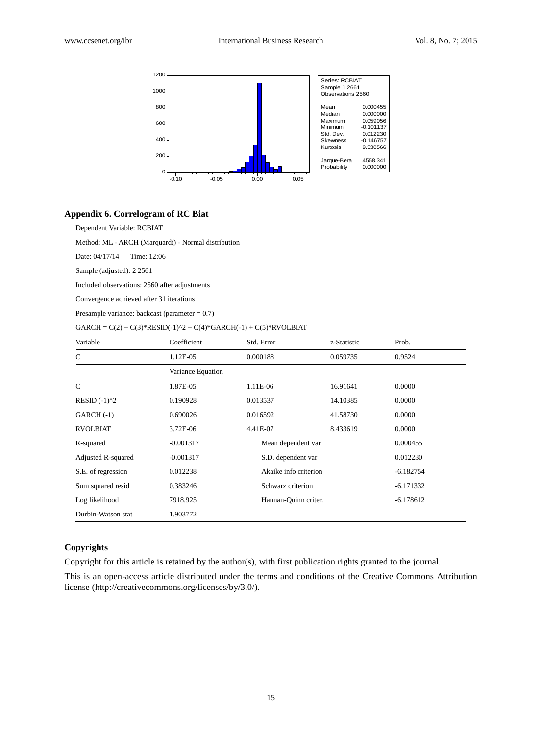1200
1000
800
600
400
200
0
-0.10 -0.05 0.00 0.05

Series: RCBIAT
Sample 1 2661
Observations 2560

Mean 0.000455
Median 0.000000
Maximum 0.059056
Minimum -0.101137
Std. Dev. 0.012230
Skewness -0.146757
Kurtosis 9.530566

Jarque-Bera 4558.341
Probability 0.000000

## Appendix 6. Correlogram of RC Biat

Dependent Variable: RCBIAT

Method: ML - ARCH (Marquardt) - Normal distribution

Date: 04/17/14 Time: 12:06

Sample (adjusted): 2 2561

Included observations: 2560 after adjustments

Convergence achieved after 31 iterations

Presample variance: backcast (parameter = 0.7)

GARCH = C(2) + C(3)*RESID(-1)^2 + C(4)*GARCH(-1) + C(5)*RVOLBIAT

| Variable | Coefficient | Std. Error | z-Statistic | Prob. |
|---|---|---|---|---|
| C | 1.12E-05 | 0.000188 | 0.059735 | 0.9524 |
| | Variance Equation | | | |
| C | 1.87E-05 | 1.11E-06 | 16.91641 | 0.0000 |
| RESID (-1)^2 | 0.190928 | 0.013537 | 14.10385 | 0.0000 |
| GARCH (-1) | 0.690026 | 0.016592 | 41.58730 | 0.0000 |
| RVOLBIAT | 3.72E-06 | 4.41E-07 | 8.433619 | 0.0000 |
| R-squared | -0.001317 | Mean dependent var | | 0.000455 |
| Adjusted R-squared | -0.001317 | S.D. dependent var | | 0.012230 |
| S.E. of regression | 0.012238 | Akaike info criterion | | -6.182754 |
| Sum squared resid | 0.383246 | Schwarz criterion | | -6.171332 |
| Log likelihood | 7918.925 | Hannan-Quinn criter. | | -6.178612 |
| Durbin-Watson stat | 1.903772 | | | |

## Copyrights

Copyright for this article is retained by the author(s), with first publication rights granted to the journal.

This is an open-access article distributed under the terms and conditions of the Creative Commons Attribution license (http://creativecommons.org/licenses/by/3.0/).